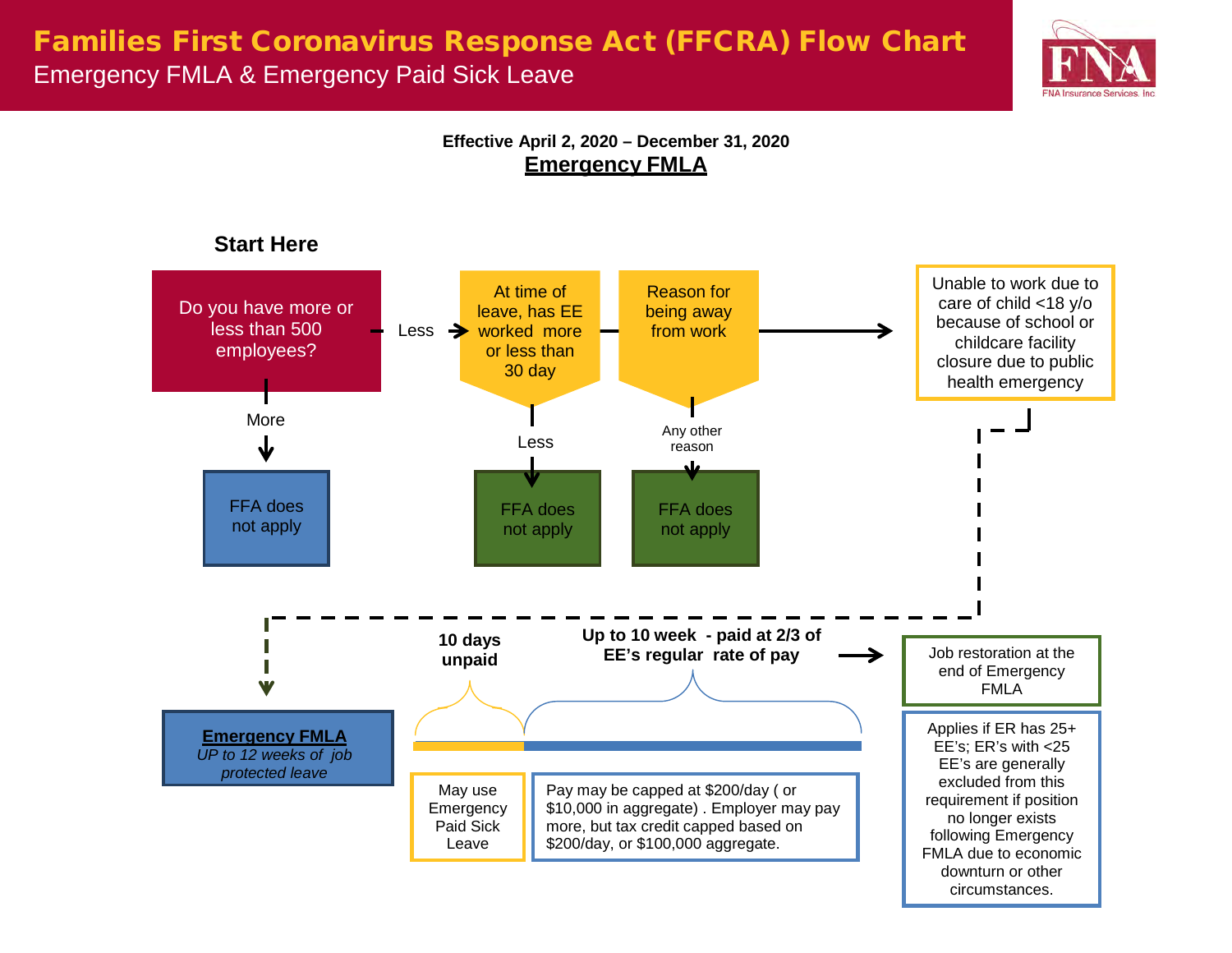# Families First Coronavirus Response Act (FFCRA) Flow Chart

Emergency FMLA & Emergency Paid Sick Leave

FNA Insurance Services, Inc

**Effective April 2, 2020 – December 31, 2020**

## Emergency FMLA

**Start Here**

Do you have more or less than 500 employees?

- **More** → FFA does not apply
- **Less** → At time of leave, has EE worked more or less than 30 day
  - **Less** → FFA does not apply
  - → Reason for being away from work
    - **Any other reason** → FFA does not apply
    - → Unable to work due to care of child <18 y/o because of school or childcare facility closure due to public health emergency
      - → **Emergency FMLA** — *UP to 12 weeks of job protected leave*

**10 days unpaid**

May use Emergency Paid Sick Leave

**Up to 10 week - paid at 2/3 of EE's regular rate of pay** → Job restoration at the end of Emergency FMLA

Pay may be capped at $200/day ( or $10,000 in aggregate) . Employer may pay more, but tax credit capped based on $200/day, or $100,000 aggregate.

Applies if ER has 25+ EE's; ER's with <25 EE's are generally excluded from this requirement if position no longer exists following Emergency FMLA due to economic downturn or other circumstances.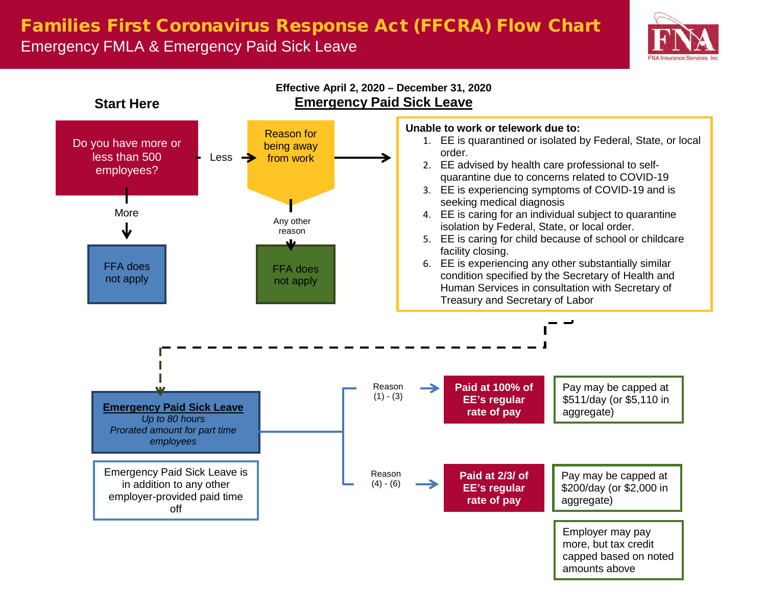# Families First Coronavirus Response Act (FFCRA) Flow Chart

Emergency FMLA & Emergency Paid Sick Leave

FNA Insurance Services, Inc

**Effective April 2, 2020 – December 31, 2020**

## Emergency Paid Sick Leave

**Start Here**

Do you have more or less than 500 employees?

Less

More

FFA does not apply

Reason for being away from work

Any other reason

FFA does not apply

**Unable to work or telework due to:**

1. EE is quarantined or isolated by Federal, State, or local order.
2. EE advised by health care professional to self-quarantine due to concerns related to COVID-19
3. EE is experiencing symptoms of COVID-19 and is seeking medical diagnosis
4. EE is caring for an individual subject to quarantine isolation by Federal, State, or local order.
5. EE is caring for child because of school or childcare facility closing.
6. EE is experiencing any other substantially similar condition specified by the Secretary of Health and Human Services in consultation with Secretary of Treasury and Secretary of Labor

**Emergency Paid Sick Leave**

*Up to 80 hours*

*Prorated amount for part time employees*

Emergency Paid Sick Leave is in addition to any other employer-provided paid time off

Reason (1) - (3)

**Paid at 100% of EE's regular rate of pay**

Pay may be capped at $511/day (or $5,110 in aggregate)

Reason (4) - (6)

**Paid at 2/3/ of EE's regular rate of pay**

Pay may be capped at $200/day (or $2,000 in aggregate)

Employer may pay more, but tax credit capped based on noted amounts above